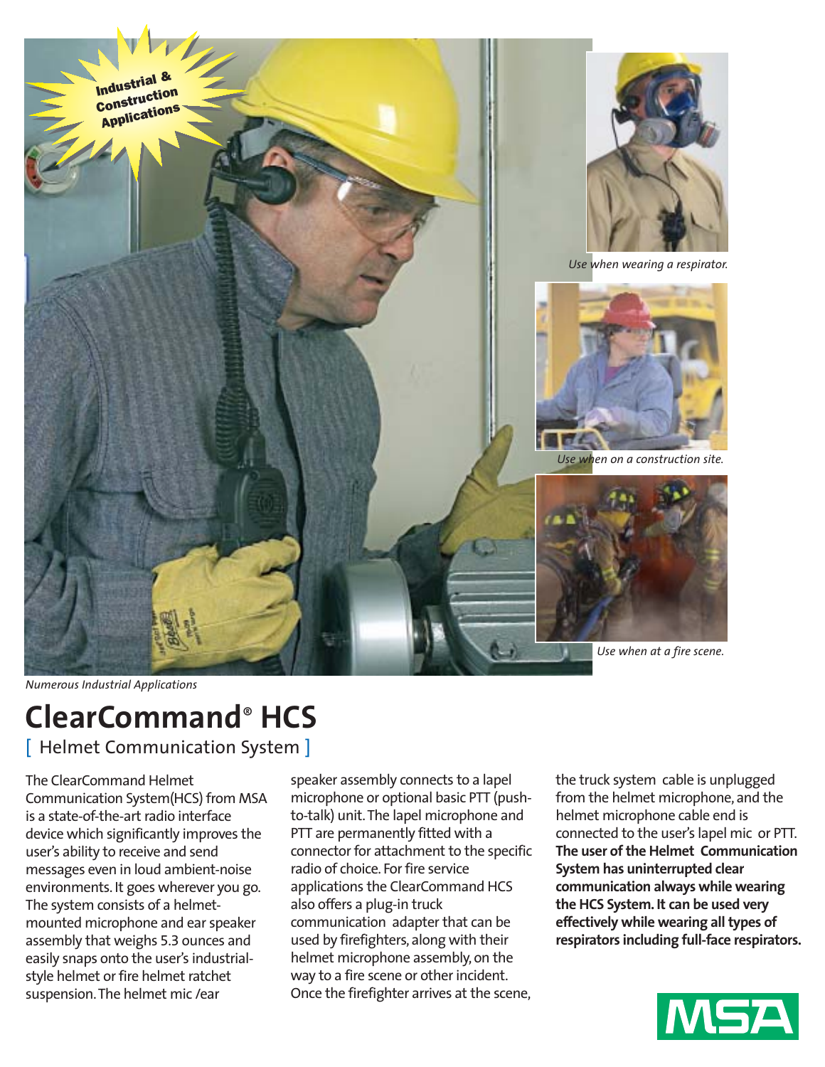Industrial & Construction Applications

*Use when wearing a respirator.*

*Use when on a construction site.*

*Use when at a fire scene.*

*Numerous Industrial Applications*

# ClearCommand® HCS

## [ Helmet Communication System ]

The ClearCommand Helmet Communication System(HCS) from MSA is a state-of-the-art radio interface device which significantly improves the user's ability to receive and send messages even in loud ambient-noise environments. It goes wherever you go. The system consists of a helmet-mounted microphone and ear speaker assembly that weighs 5.3 ounces and easily snaps onto the user's industrial-style helmet or fire helmet ratchet suspension. The helmet mic /ear speaker assembly connects to a lapel microphone or optional basic PTT (push-to-talk) unit. The lapel microphone and PTT are permanently fitted with a connector for attachment to the specific radio of choice. For fire service applications the ClearCommand HCS also offers a plug-in truck communication adapter that can be used by firefighters, along with their helmet microphone assembly, on the way to a fire scene or other incident. Once the firefighter arrives at the scene, the truck system cable is unplugged from the helmet microphone, and the helmet microphone cable end is connected to the user's lapel mic or PTT. **The user of the Helmet Communication System has uninterrupted clear communication always while wearing the HCS System. It can be used very effectively while wearing all types of respirators including full-face respirators.**

MSA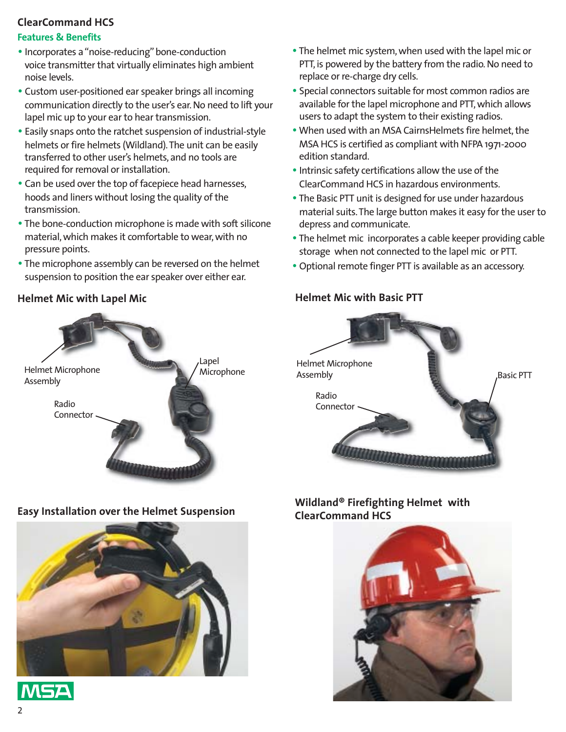## ClearCommand HCS

### Features & Benefits

- Incorporates a "noise-reducing" bone-conduction voice transmitter that virtually eliminates high ambient noise levels.
- Custom user-positioned ear speaker brings all incoming communication directly to the user's ear. No need to lift your lapel mic up to your ear to hear transmission.
- Easily snaps onto the ratchet suspension of industrial-style helmets or fire helmets (Wildland). The unit can be easily transferred to other user's helmets, and no tools are required for removal or installation.
- Can be used over the top of facepiece head harnesses, hoods and liners without losing the quality of the transmission.
- The bone-conduction microphone is made with soft silicone material, which makes it comfortable to wear, with no pressure points.
- The microphone assembly can be reversed on the helmet suspension to position the ear speaker over either ear.
- The helmet mic system, when used with the lapel mic or PTT, is powered by the battery from the radio. No need to replace or re-charge dry cells.
- Special connectors suitable for most common radios are available for the lapel microphone and PTT, which allows users to adapt the system to their existing radios.
- When used with an MSA CairnsHelmets fire helmet, the MSA HCS is certified as compliant with NFPA 1971-2000 edition standard.
- Intrinsic safety certifications allow the use of the ClearCommand HCS in hazardous environments.
- The Basic PTT unit is designed for use under hazardous material suits. The large button makes it easy for the user to depress and communicate.
- The helmet mic incorporates a cable keeper providing cable storage when not connected to the lapel mic or PTT.
- Optional remote finger PTT is available as an accessory.

### Helmet Mic with Lapel Mic

Helmet Microphone Assembly

Lapel Microphone

Radio Connector

### Helmet Mic with Basic PTT

Helmet Microphone Assembly

Basic PTT

Radio Connector

### Easy Installation over the Helmet Suspension

### Wildland® Firefighting Helmet with ClearCommand HCS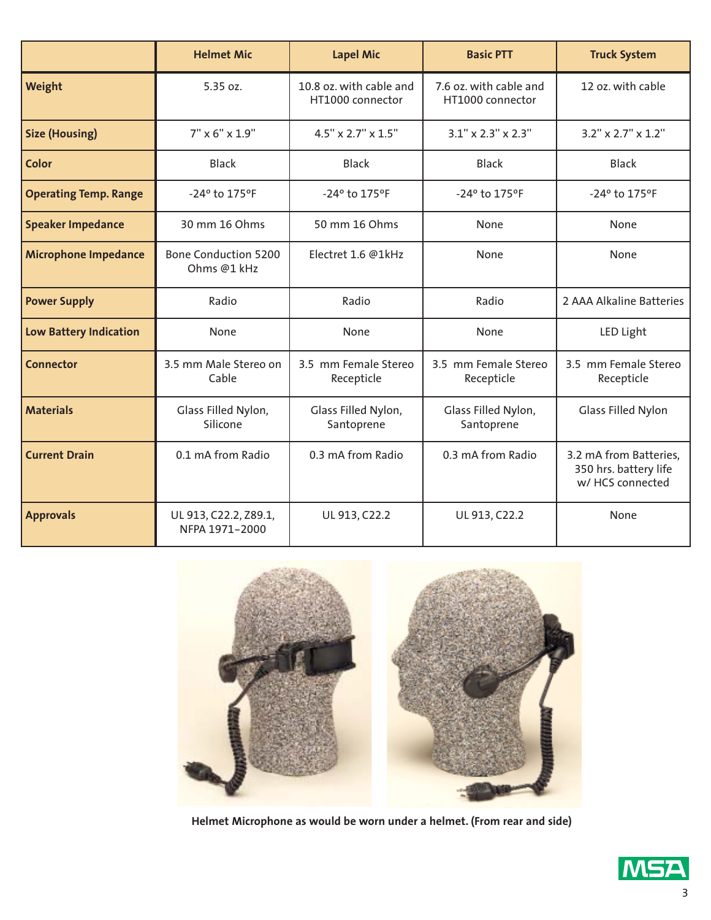| | Helmet Mic | Lapel Mic | Basic PTT | Truck System |
|---|---|---|---|---|
| **Weight** | 5.35 oz. | 10.8 oz. with cable and HT1000 connector | 7.6 oz. with cable and HT1000 connector | 12 oz. with cable |
| **Size (Housing)** | 7" x 6" x 1.9" | 4.5" x 2.7" x 1.5" | 3.1" x 2.3" x 2.3" | 3.2" x 2.7" x 1.2" |
| **Color** | Black | Black | Black | Black |
| **Operating Temp. Range** | -24° to 175°F | -24° to 175°F | -24° to 175°F | -24° to 175°F |
| **Speaker Impedance** | 30 mm 16 Ohms | 50 mm 16 Ohms | None | None |
| **Microphone Impedance** | Bone Conduction 5200 Ohms @1 kHz | Electret 1.6 @1kHz | None | None |
| **Power Supply** | Radio | Radio | Radio | 2 AAA Alkaline Batteries |
| **Low Battery Indication** | None | None | None | LED Light |
| **Connector** | 3.5 mm Male Stereo on Cable | 3.5 mm Female Stereo Recepticle | 3.5 mm Female Stereo Recepticle | 3.5 mm Female Stereo Recepticle |
| **Materials** | Glass Filled Nylon, Silicone | Glass Filled Nylon, Santoprene | Glass Filled Nylon, Santoprene | Glass Filled Nylon |
| **Current Drain** | 0.1 mA from Radio | 0.3 mA from Radio | 0.3 mA from Radio | 3.2 mA from Batteries, 350 hrs. battery life w/ HCS connected |
| **Approvals** | UL 913, C22.2, Z89.1, NFPA 1971–2000 | UL 913, C22.2 | UL 913, C22.2 | None |

**Helmet Microphone as would be worn under a helmet. (From rear and side)**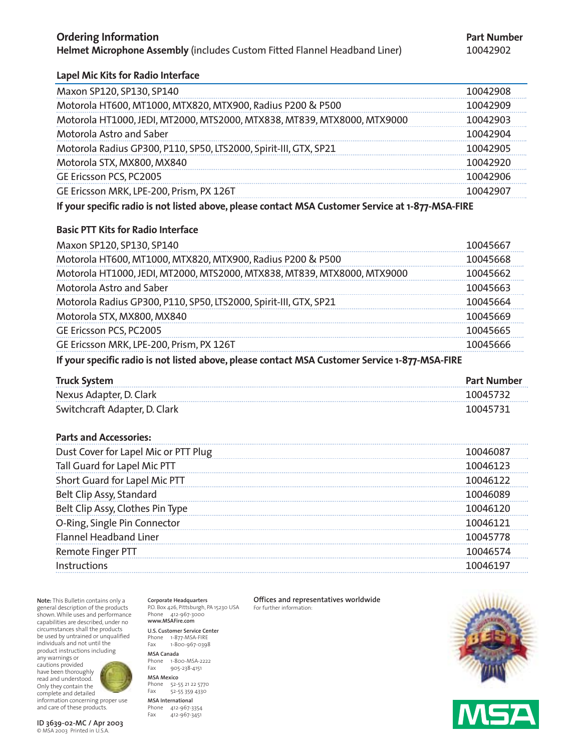## Ordering Information

| | Part Number |
|---|---|
| **Helmet Microphone Assembly** (includes Custom Fitted Flannel Headband Liner) | 10042902 |

### Lapel Mic Kits for Radio Interface

| | |
|---|---|
| Maxon SP120, SP130, SP140 | 10042908 |
| Motorola HT600, MT1000, MTX820, MTX900, Radius P200 & P500 | 10042909 |
| Motorola HT1000, JEDI, MT2000, MTS2000, MTX838, MT839, MTX8000, MTX9000 | 10042903 |
| Motorola Astro and Saber | 10042904 |
| Motorola Radius GP300, P110, SP50, LTS2000, Spirit-III, GTX, SP21 | 10042905 |
| Motorola STX, MX800, MX840 | 10042920 |
| GE Ericsson PCS, PC2005 | 10042906 |
| GE Ericsson MRK, LPE-200, Prism, PX 126T | 10042907 |

**If your specific radio is not listed above, please contact MSA Customer Service at 1-877-MSA-FIRE**

### Basic PTT Kits for Radio Interface

| | |
|---|---|
| Maxon SP120, SP130, SP140 | 10045667 |
| Motorola HT600, MT1000, MTX820, MTX900, Radius P200 & P500 | 10045668 |
| Motorola HT1000, JEDI, MT2000, MTS2000, MTX838, MT839, MTX8000, MTX9000 | 10045662 |
| Motorola Astro and Saber | 10045663 |
| Motorola Radius GP300, P110, SP50, LTS2000, Spirit-III, GTX, SP21 | 10045664 |
| Motorola STX, MX800, MX840 | 10045669 |
| GE Ericsson PCS, PC2005 | 10045665 |
| GE Ericsson MRK, LPE-200, Prism, PX 126T | 10045666 |

**If your specific radio is not listed above, please contact MSA Customer Service 1-877-MSA-FIRE**

| Truck System | Part Number |
|---|---|
| Nexus Adapter, D. Clark | 10045732 |
| Switchcraft Adapter, D. Clark | 10045731 |

### Parts and Accessories:

| | |
|---|---|
| Dust Cover for Lapel Mic or PTT Plug | 10046087 |
| Tall Guard for Lapel Mic PTT | 10046123 |
| Short Guard for Lapel Mic PTT | 10046122 |
| Belt Clip Assy, Standard | 10046089 |
| Belt Clip Assy, Clothes Pin Type | 10046120 |
| O-Ring, Single Pin Connector | 10046121 |
| Flannel Headband Liner | 10045778 |
| Remote Finger PTT | 10046574 |
| Instructions | 10046197 |

**Note:** This Bulletin contains only a general description of the products shown. While uses and performance capabilities are described, under no circumstances shall the products be used by untrained or unqualified individuals and not until the product instructions including any warnings or cautions provided have been thoroughly read and understood. Only they contain the complete and detailed information concerning proper use and care of these products.

**ID 3639-02-MC / Apr 2003**
© MSA 2003 Printed in U.S.A.

**Corporate Headquarters**
P.O. Box 426, Pittsburgh, PA 15230 USA
Phone 412-967-3000
**www.MSAFire.com**

**U.S. Customer Service Center**
Phone 1-877-MSA-FIRE
Fax 1-800-967-0398

**MSA Canada**
Phone 1-800-MSA-2222
Fax 905-238-4151

**MSA Mexico**
Phone 52-55 21 22 5770
Fax 52-55 359 4330

**MSA International**
Phone 412-967-3354
Fax 412-967-3451

**Offices and representatives worldwide**
For further information:

MSA